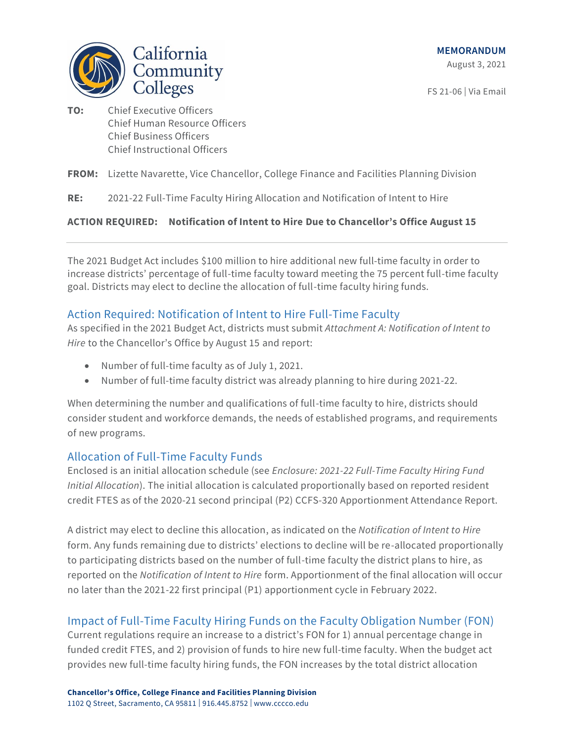California Community Colleges

**MEMORANDUM**

August 3, 2021

FS 21-06 | Via Email

**TO:** Chief Executive Officers
Chief Human Resource Officers
Chief Business Officers
Chief Instructional Officers

**FROM:** Lizette Navarette, Vice Chancellor, College Finance and Facilities Planning Division

**RE:** 2021-22 Full-Time Faculty Hiring Allocation and Notification of Intent to Hire

**ACTION REQUIRED: Notification of Intent to Hire Due to Chancellor's Office August 15**

---

The 2021 Budget Act includes $100 million to hire additional new full-time faculty in order to increase districts' percentage of full-time faculty toward meeting the 75 percent full-time faculty goal. Districts may elect to decline the allocation of full-time faculty hiring funds.

## Action Required: Notification of Intent to Hire Full-Time Faculty

As specified in the 2021 Budget Act, districts must submit *Attachment A: Notification of Intent to Hire* to the Chancellor's Office by August 15 and report:

- Number of full-time faculty as of July 1, 2021.
- Number of full-time faculty district was already planning to hire during 2021-22.

When determining the number and qualifications of full-time faculty to hire, districts should consider student and workforce demands, the needs of established programs, and requirements of new programs.

## Allocation of Full-Time Faculty Funds

Enclosed is an initial allocation schedule (see *Enclosure: 2021-22 Full-Time Faculty Hiring Fund Initial Allocation*). The initial allocation is calculated proportionally based on reported resident credit FTES as of the 2020-21 second principal (P2) CCFS-320 Apportionment Attendance Report.

A district may elect to decline this allocation, as indicated on the *Notification of Intent to Hire* form. Any funds remaining due to districts' elections to decline will be re-allocated proportionally to participating districts based on the number of full-time faculty the district plans to hire, as reported on the *Notification of Intent to Hire* form. Apportionment of the final allocation will occur no later than the 2021-22 first principal (P1) apportionment cycle in February 2022.

## Impact of Full-Time Faculty Hiring Funds on the Faculty Obligation Number (FON)

Current regulations require an increase to a district's FON for 1) annual percentage change in funded credit FTES, and 2) provision of funds to hire new full-time faculty. When the budget act provides new full-time faculty hiring funds, the FON increases by the total district allocation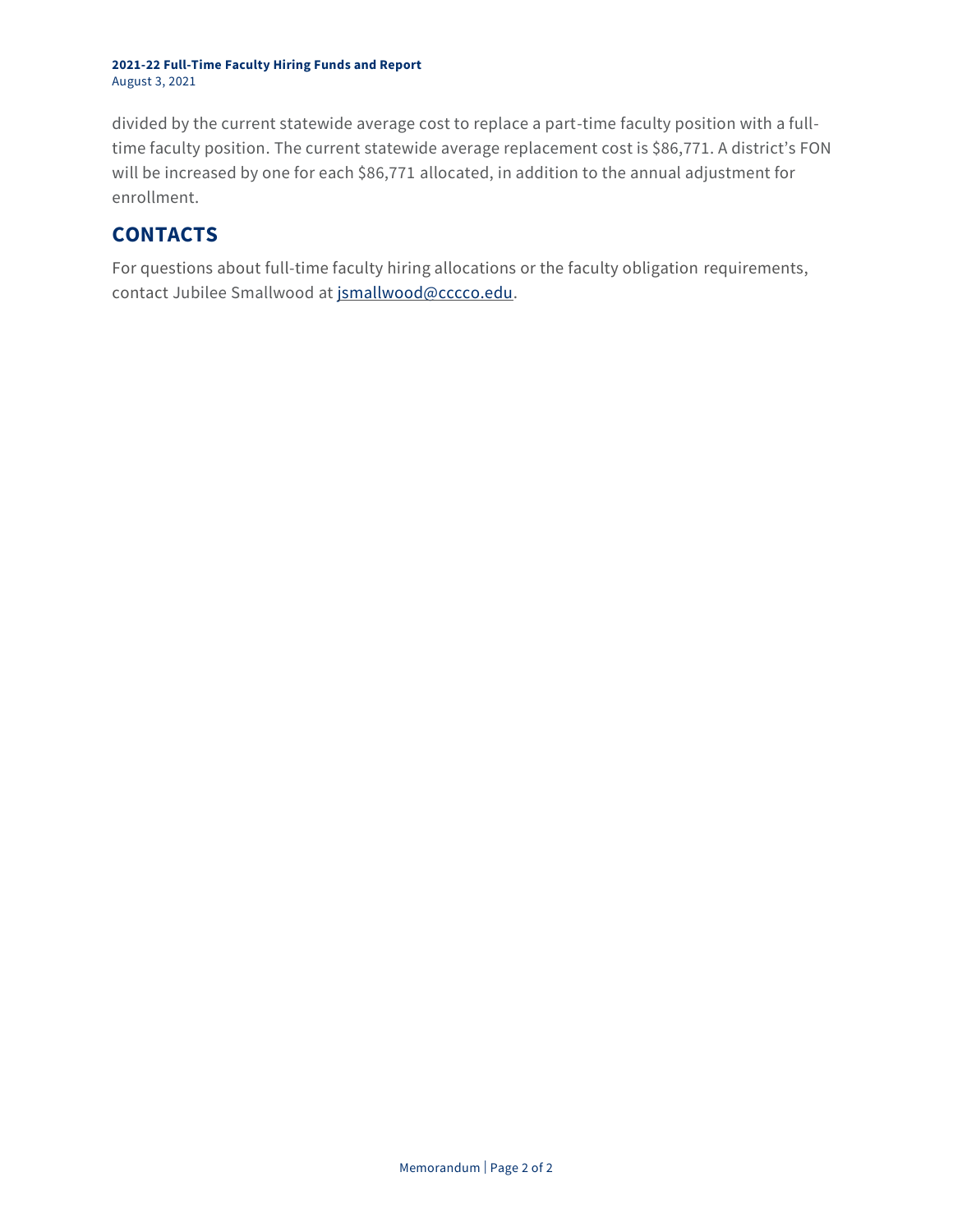divided by the current statewide average cost to replace a part-time faculty position with a full-time faculty position. The current statewide average replacement cost is $86,771. A district's FON will be increased by one for each $86,771 allocated, in addition to the annual adjustment for enrollment.

## CONTACTS

For questions about full-time faculty hiring allocations or the faculty obligation requirements, contact Jubilee Smallwood at [jsmallwood@cccco.edu](mailto:jsmallwood@cccco.edu).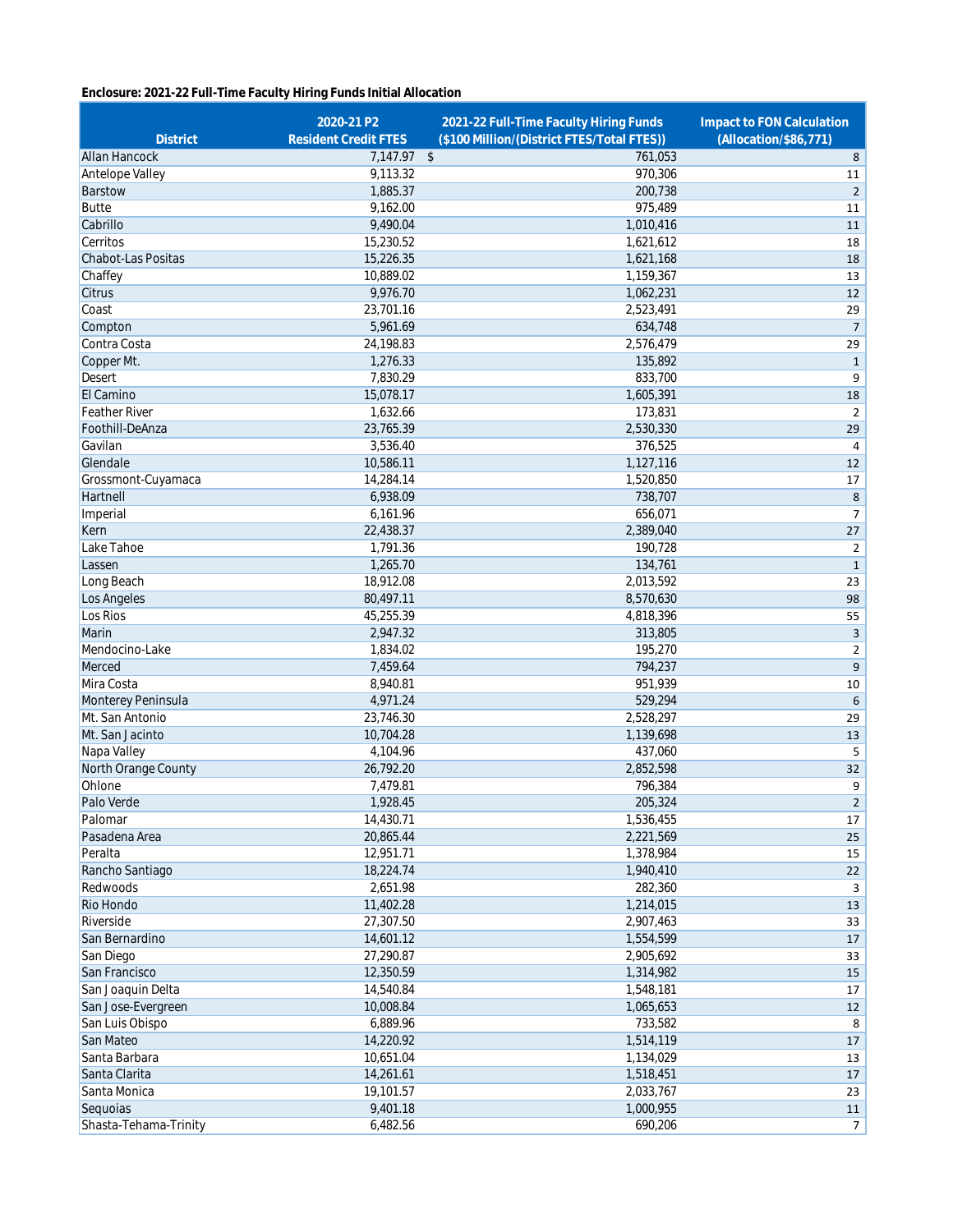**Enclosure: 2021-22 Full-Time Faculty Hiring Funds Initial Allocation**

| District | 2020-21 P2 Resident Credit FTES | 2021-22 Full-Time Faculty Hiring Funds ($100 Million/(District FTES/Total FTES)) | Impact to FON Calculation (Allocation/$86,771) |
|---|---|---|---|
| Allan Hancock | 7,147.97 | $ 761,053 | 8 |
| Antelope Valley | 9,113.32 | 970,306 | 11 |
| Barstow | 1,885.37 | 200,738 | 2 |
| Butte | 9,162.00 | 975,489 | 11 |
| Cabrillo | 9,490.04 | 1,010,416 | 11 |
| Cerritos | 15,230.52 | 1,621,612 | 18 |
| Chabot-Las Positas | 15,226.35 | 1,621,168 | 18 |
| Chaffey | 10,889.02 | 1,159,367 | 13 |
| Citrus | 9,976.70 | 1,062,231 | 12 |
| Coast | 23,701.16 | 2,523,491 | 29 |
| Compton | 5,961.69 | 634,748 | 7 |
| Contra Costa | 24,198.83 | 2,576,479 | 29 |
| Copper Mt. | 1,276.33 | 135,892 | 1 |
| Desert | 7,830.29 | 833,700 | 9 |
| El Camino | 15,078.17 | 1,605,391 | 18 |
| Feather River | 1,632.66 | 173,831 | 2 |
| Foothill-DeAnza | 23,765.39 | 2,530,330 | 29 |
| Gavilan | 3,536.40 | 376,525 | 4 |
| Glendale | 10,586.11 | 1,127,116 | 12 |
| Grossmont-Cuyamaca | 14,284.14 | 1,520,850 | 17 |
| Hartnell | 6,938.09 | 738,707 | 8 |
| Imperial | 6,161.96 | 656,071 | 7 |
| Kern | 22,438.37 | 2,389,040 | 27 |
| Lake Tahoe | 1,791.36 | 190,728 | 2 |
| Lassen | 1,265.70 | 134,761 | 1 |
| Long Beach | 18,912.08 | 2,013,592 | 23 |
| Los Angeles | 80,497.11 | 8,570,630 | 98 |
| Los Rios | 45,255.39 | 4,818,396 | 55 |
| Marin | 2,947.32 | 313,805 | 3 |
| Mendocino-Lake | 1,834.02 | 195,270 | 2 |
| Merced | 7,459.64 | 794,237 | 9 |
| Mira Costa | 8,940.81 | 951,939 | 10 |
| Monterey Peninsula | 4,971.24 | 529,294 | 6 |
| Mt. San Antonio | 23,746.30 | 2,528,297 | 29 |
| Mt. San Jacinto | 10,704.28 | 1,139,698 | 13 |
| Napa Valley | 4,104.96 | 437,060 | 5 |
| North Orange County | 26,792.20 | 2,852,598 | 32 |
| Ohlone | 7,479.81 | 796,384 | 9 |
| Palo Verde | 1,928.45 | 205,324 | 2 |
| Palomar | 14,430.71 | 1,536,455 | 17 |
| Pasadena Area | 20,865.44 | 2,221,569 | 25 |
| Peralta | 12,951.71 | 1,378,984 | 15 |
| Rancho Santiago | 18,224.74 | 1,940,410 | 22 |
| Redwoods | 2,651.98 | 282,360 | 3 |
| Rio Hondo | 11,402.28 | 1,214,015 | 13 |
| Riverside | 27,307.50 | 2,907,463 | 33 |
| San Bernardino | 14,601.12 | 1,554,599 | 17 |
| San Diego | 27,290.87 | 2,905,692 | 33 |
| San Francisco | 12,350.59 | 1,314,982 | 15 |
| San Joaquin Delta | 14,540.84 | 1,548,181 | 17 |
| San Jose-Evergreen | 10,008.84 | 1,065,653 | 12 |
| San Luis Obispo | 6,889.96 | 733,582 | 8 |
| San Mateo | 14,220.92 | 1,514,119 | 17 |
| Santa Barbara | 10,651.04 | 1,134,029 | 13 |
| Santa Clarita | 14,261.61 | 1,518,451 | 17 |
| Santa Monica | 19,101.57 | 2,033,767 | 23 |
| Sequoias | 9,401.18 | 1,000,955 | 11 |
| Shasta-Tehama-Trinity | 6,482.56 | 690,206 | 7 |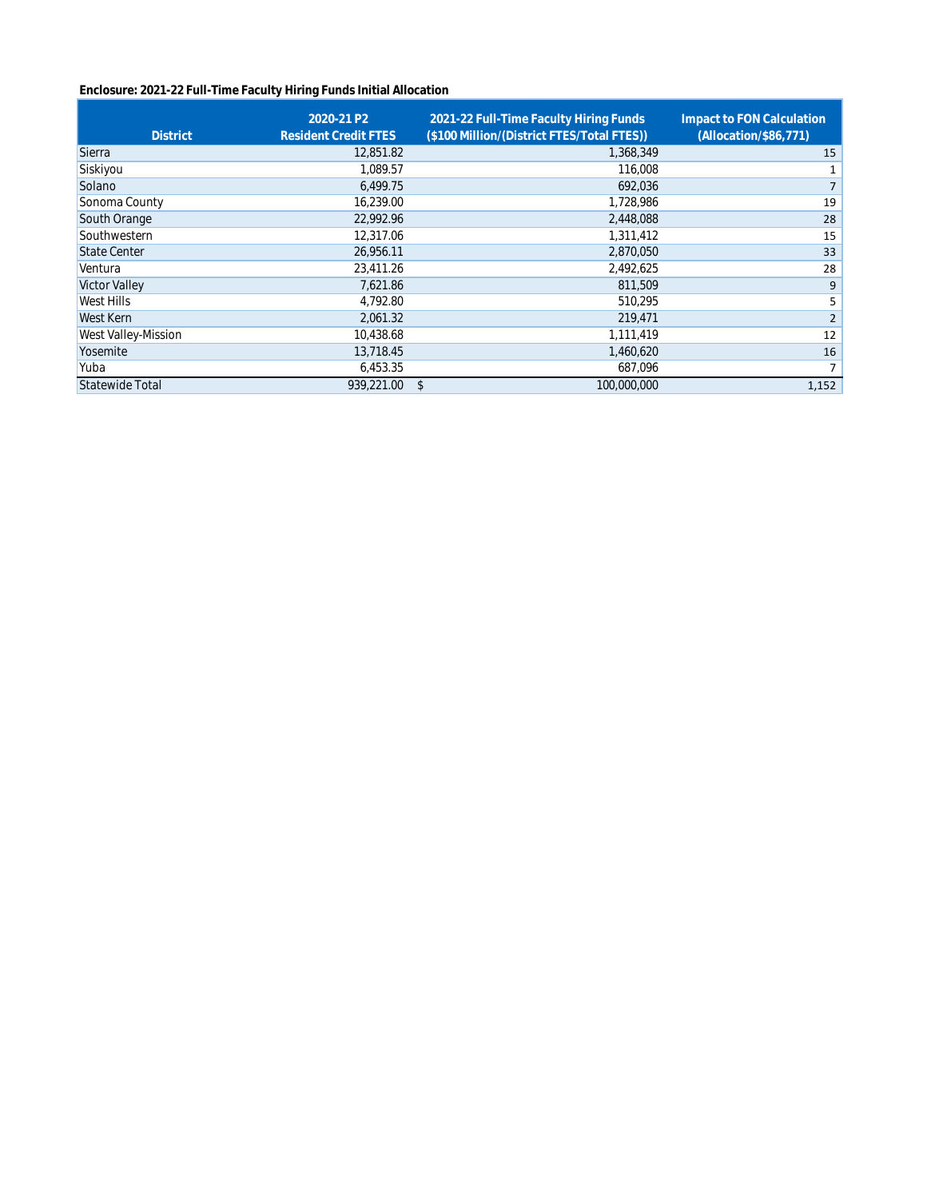**Enclosure: 2021-22 Full-Time Faculty Hiring Funds Initial Allocation**

| District | 2020-21 P2 Resident Credit FTES | 2021-22 Full-Time Faculty Hiring Funds ($100 Million/(District FTES/Total FTES)) | Impact to FON Calculation (Allocation/$86,771) |
|---|---|---|---|
| Sierra | 12,851.82 | 1,368,349 | 15 |
| Siskiyou | 1,089.57 | 116,008 | 1 |
| Solano | 6,499.75 | 692,036 | 7 |
| Sonoma County | 16,239.00 | 1,728,986 | 19 |
| South Orange | 22,992.96 | 2,448,088 | 28 |
| Southwestern | 12,317.06 | 1,311,412 | 15 |
| State Center | 26,956.11 | 2,870,050 | 33 |
| Ventura | 23,411.26 | 2,492,625 | 28 |
| Victor Valley | 7,621.86 | 811,509 | 9 |
| West Hills | 4,792.80 | 510,295 | 5 |
| West Kern | 2,061.32 | 219,471 | 2 |
| West Valley-Mission | 10,438.68 | 1,111,419 | 12 |
| Yosemite | 13,718.45 | 1,460,620 | 16 |
| Yuba | 6,453.35 | 687,096 | 7 |
| Statewide Total | 939,221.00 | $ 100,000,000 | 1,152 |